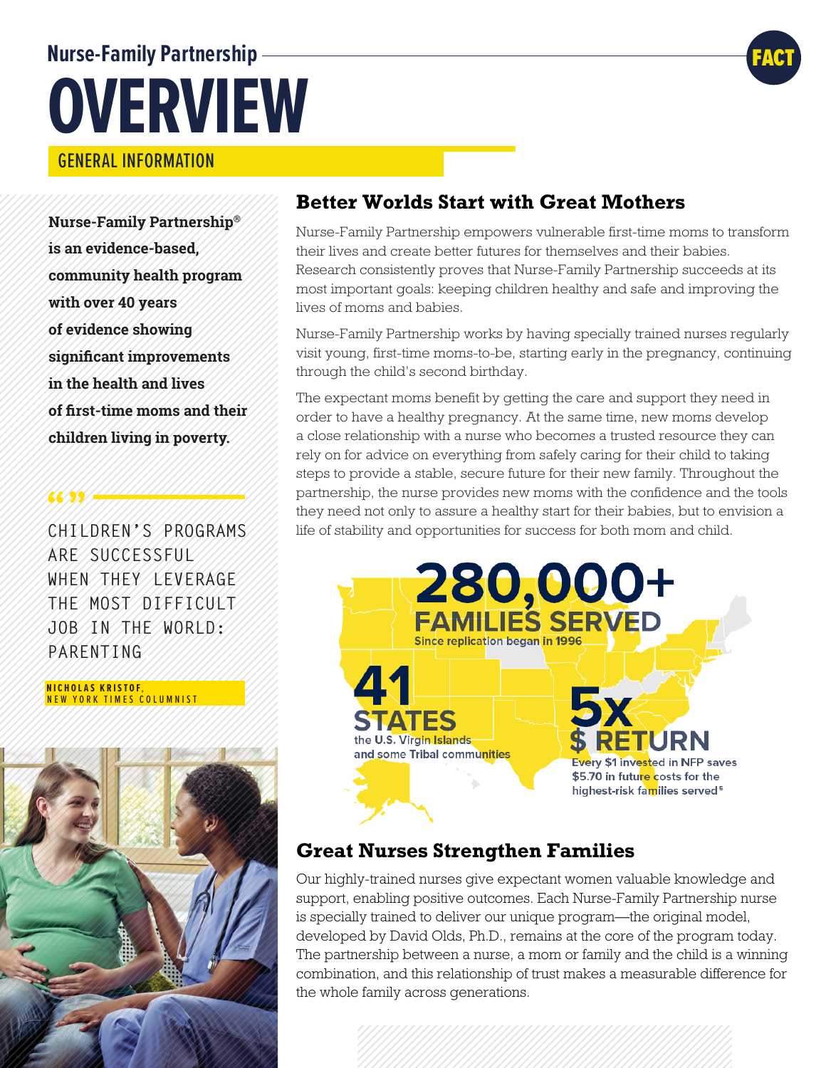Nurse-Family Partnership

# OVERVIEW

FACT

## GENERAL INFORMATION

**Nurse-Family Partnership® is an evidence-based, community health program with over 40 years of evidence showing significant improvements in the health and lives of first-time moms and their children living in poverty.**

" "

CHILDREN'S PROGRAMS ARE SUCCESSFUL WHEN THEY LEVERAGE THE MOST DIFFICULT JOB IN THE WORLD: PARENTING

**NICHOLAS KRISTOF, NEW YORK TIMES COLUMNIST**

## Better Worlds Start with Great Mothers

Nurse-Family Partnership empowers vulnerable first-time moms to transform their lives and create better futures for themselves and their babies. Research consistently proves that Nurse-Family Partnership succeeds at its most important goals: keeping children healthy and safe and improving the lives of moms and babies.

Nurse-Family Partnership works by having specially trained nurses regularly visit young, first-time moms-to-be, starting early in the pregnancy, continuing through the child's second birthday.

The expectant moms benefit by getting the care and support they need in order to have a healthy pregnancy. At the same time, new moms develop a close relationship with a nurse who becomes a trusted resource they can rely on for advice on everything from safely caring for their child to taking steps to provide a stable, secure future for their new family. Throughout the partnership, the nurse provides new moms with the confidence and the tools they need not only to assure a healthy start for their babies, but to envision a life of stability and opportunities for success for both mom and child.

**280,000+ FAMILIES SERVED**
Since replication began in 1996

**41 STATES**
the U.S. Virgin Islands and some Tribal communities

**5x $ RETURN**
Every $1 invested in NFP saves $5.70 in future costs for the highest-risk families served[5]

## Great Nurses Strengthen Families

Our highly-trained nurses give expectant women valuable knowledge and support, enabling positive outcomes. Each Nurse-Family Partnership nurse is specially trained to deliver our unique program—the original model, developed by David Olds, Ph.D., remains at the core of the program today. The partnership between a nurse, a mom or family and the child is a winning combination, and this relationship of trust makes a measurable difference for the whole family across generations.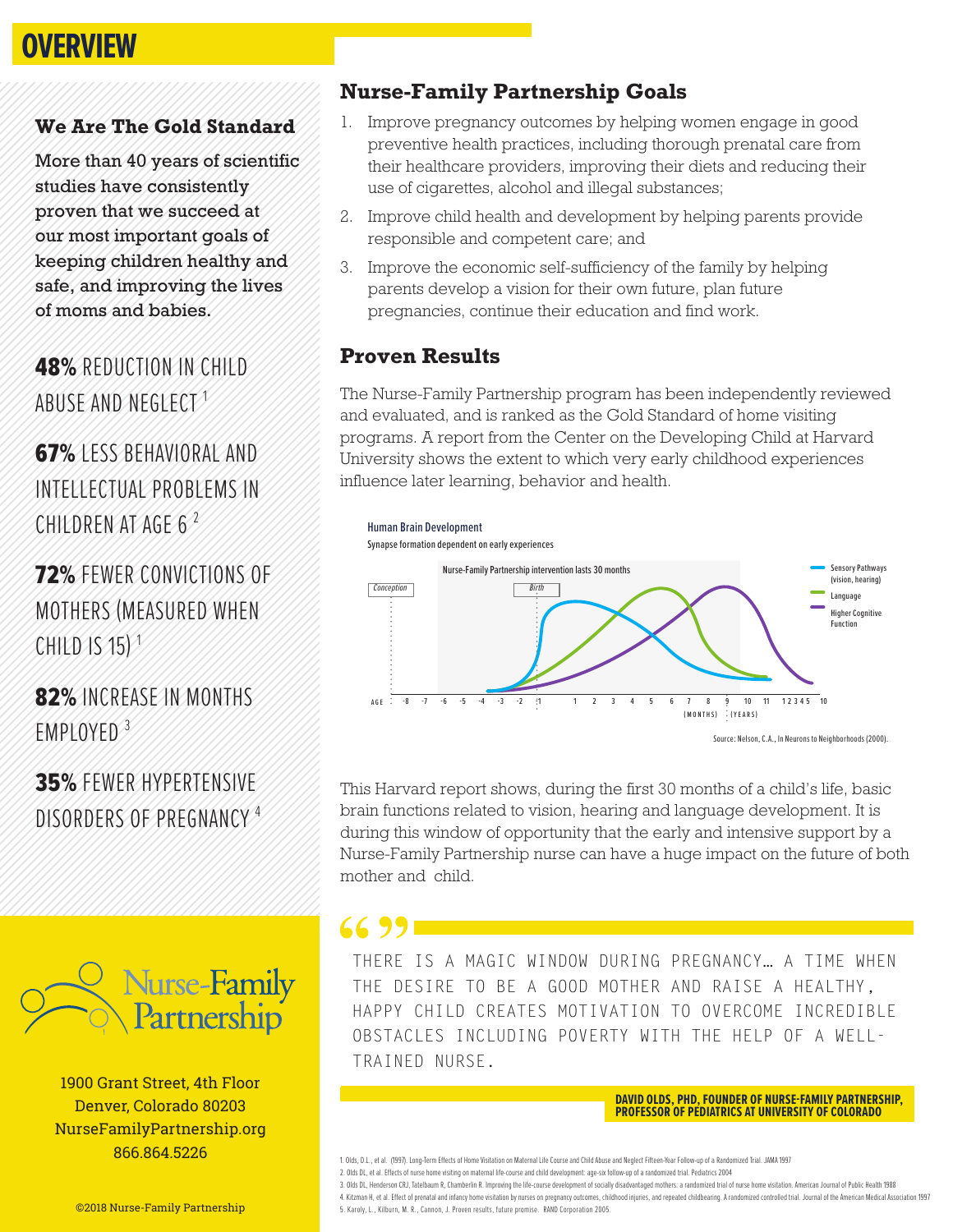# OVERVIEW

### We Are The Gold Standard

More than 40 years of scientific studies have consistently proven that we succeed at our most important goals of keeping children healthy and safe, and improving the lives of moms and babies.

**48%** REDUCTION IN CHILD ABUSE AND NEGLECT [1]

**67%** LESS BEHAVIORAL AND INTELLECTUAL PROBLEMS IN CHILDREN AT AGE 6 [2]

**72%** FEWER CONVICTIONS OF MOTHERS (MEASURED WHEN CHILD IS 15) [1]

**82%** INCREASE IN MONTHS EMPLOYED [3]

**35%** FEWER HYPERTENSIVE DISORDERS OF PREGNANCY [4]

Nurse-Family Partnership

1900 Grant Street, 4th Floor
Denver, Colorado 80203
NurseFamilyPartnership.org
866.864.5226

©2018 Nurse-Family Partnership

## Nurse-Family Partnership Goals

1. Improve pregnancy outcomes by helping women engage in good preventive health practices, including thorough prenatal care from their healthcare providers, improving their diets and reducing their use of cigarettes, alcohol and illegal substances;
2. Improve child health and development by helping parents provide responsible and competent care; and
3. Improve the economic self-sufficiency of the family by helping parents develop a vision for their own future, plan future pregnancies, continue their education and find work.

## Proven Results

The Nurse-Family Partnership program has been independently reviewed and evaluated, and is ranked as the Gold Standard of home visiting programs. A report from the Center on the Developing Child at Harvard University shows the extent to which very early childhood experiences influence later learning, behavior and health.

Human Brain Development
Synapse formation dependent on early experiences

Nurse-Family Partnership intervention lasts 30 months
Conception
Birth
Sensory Pathways (vision, hearing)
Language
Higher Cognitive Function
AGE -8 -7 -6 -5 -4 -3 -2 -1 1 2 3 4 5 6 7 8 9 10 11 1 2 3 4 5 10
(MONTHS) (YEARS)

Source: Nelson, C.A., In Neurons to Neighborhoods (2000).

This Harvard report shows, during the first 30 months of a child's life, basic brain functions related to vision, hearing and language development. It is during this window of opportunity that the early and intensive support by a Nurse-Family Partnership nurse can have a huge impact on the future of both mother and child.

> THERE IS A MAGIC WINDOW DURING PREGNANCY… A TIME WHEN THE DESIRE TO BE A GOOD MOTHER AND RAISE A HEALTHY, HAPPY CHILD CREATES MOTIVATION TO OVERCOME INCREDIBLE OBSTACLES INCLUDING POVERTY WITH THE HELP OF A WELL-TRAINED NURSE.

**DAVID OLDS, PHD, FOUNDER OF NURSE-FAMILY PARTNERSHIP, PROFESSOR OF PEDIATRICS AT UNIVERSITY OF COLORADO**

1. Olds, D.L., et al. (1997). Long-Term Effects of Home Visitation on Maternal Life Course and Child Abuse and Neglect Fifteen-Year Follow-up of a Randomized Trial. JAMA 1997
2. Olds DL, et al. Effects of nurse home visiting on maternal life-course and child development: age-six follow-up of a randomized trial. Pediatrics 2004
3. Olds DL, Henderson CRJ, Tatelbaum R, Chamberlin R. Improving the life-course development of socially disadvantaged mothers: a randomized trial of nurse home visitation. American Journal of Public Health 1988
4. Kitzman H, et al. Effect of prenatal and infancy home visitation by nurses on pregnancy outcomes, childhood injuries, and repeated childbearing. A randomized controlled trial. Journal of the American Medical Association 1997
5. Karoly, L., Kilburn, M. R., Cannon, J. Proven results, future promise. RAND Corporation 2005.